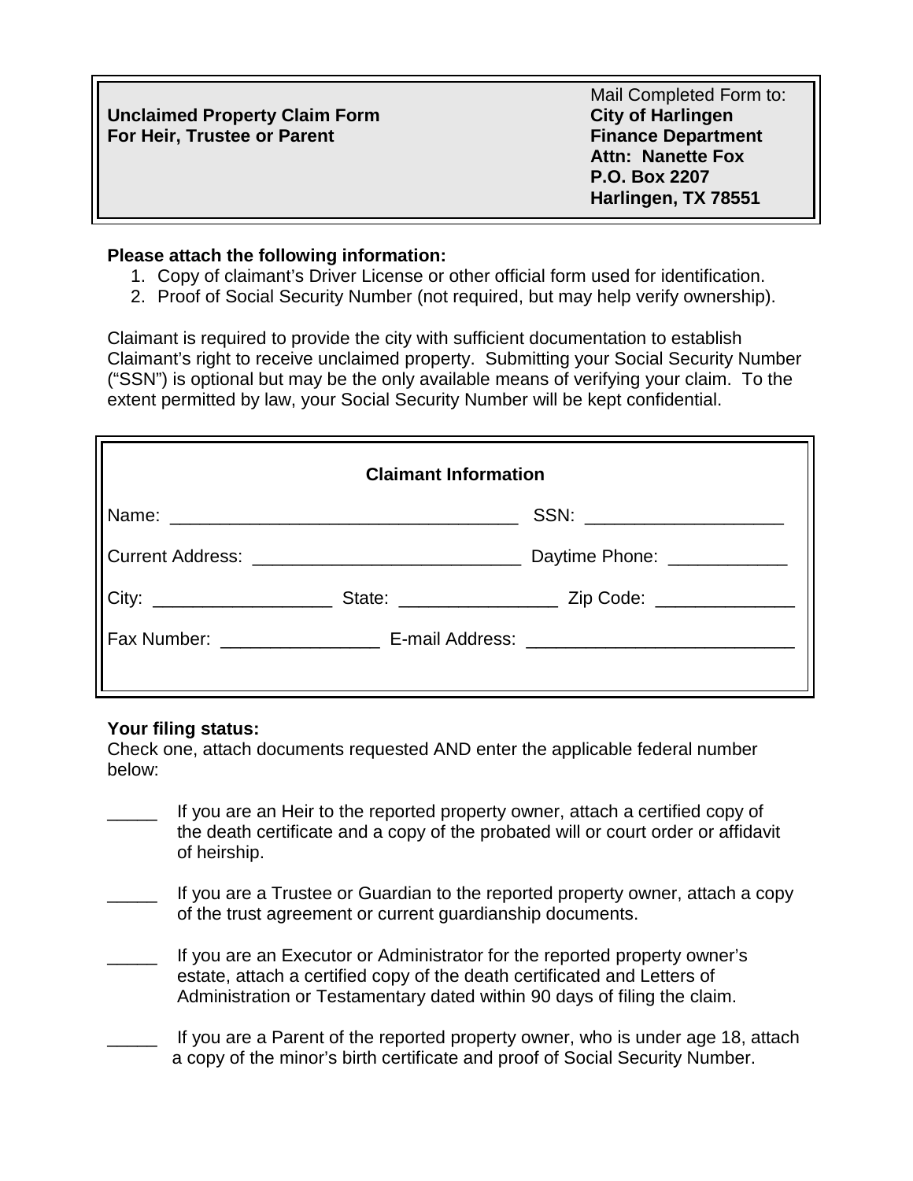**Unclaimed Property Claim Form**
**For Heir, Trustee or Parent**

Mail Completed Form to:
**City of Harlingen**
**Finance Department**
**Attn: Nanette Fox**
**P.O. Box 2207**
**Harlingen, TX 78551**

**Please attach the following information:**

1. Copy of claimant's Driver License or other official form used for identification.
2. Proof of Social Security Number (not required, but may help verify ownership).

Claimant is required to provide the city with sufficient documentation to establish Claimant's right to receive unclaimed property. Submitting your Social Security Number ("SSN") is optional but may be the only available means of verifying your claim. To the extent permitted by law, your Social Security Number will be kept confidential.

**Claimant Information**

Name: ___________________________________ SSN: ____________________

Current Address: ___________________________ Daytime Phone: ____________

City: __________________ State: ________________ Zip Code: ______________

Fax Number: ________________ E-mail Address: ___________________________

**Your filing status:**
Check one, attach documents requested AND enter the applicable federal number below:

_____ If you are an Heir to the reported property owner, attach a certified copy of the death certificate and a copy of the probated will or court order or affidavit of heirship.

_____ If you are a Trustee or Guardian to the reported property owner, attach a copy of the trust agreement or current guardianship documents.

_____ If you are an Executor or Administrator for the reported property owner's estate, attach a certified copy of the death certificated and Letters of Administration or Testamentary dated within 90 days of filing the claim.

_____ If you are a Parent of the reported property owner, who is under age 18, attach a copy of the minor's birth certificate and proof of Social Security Number.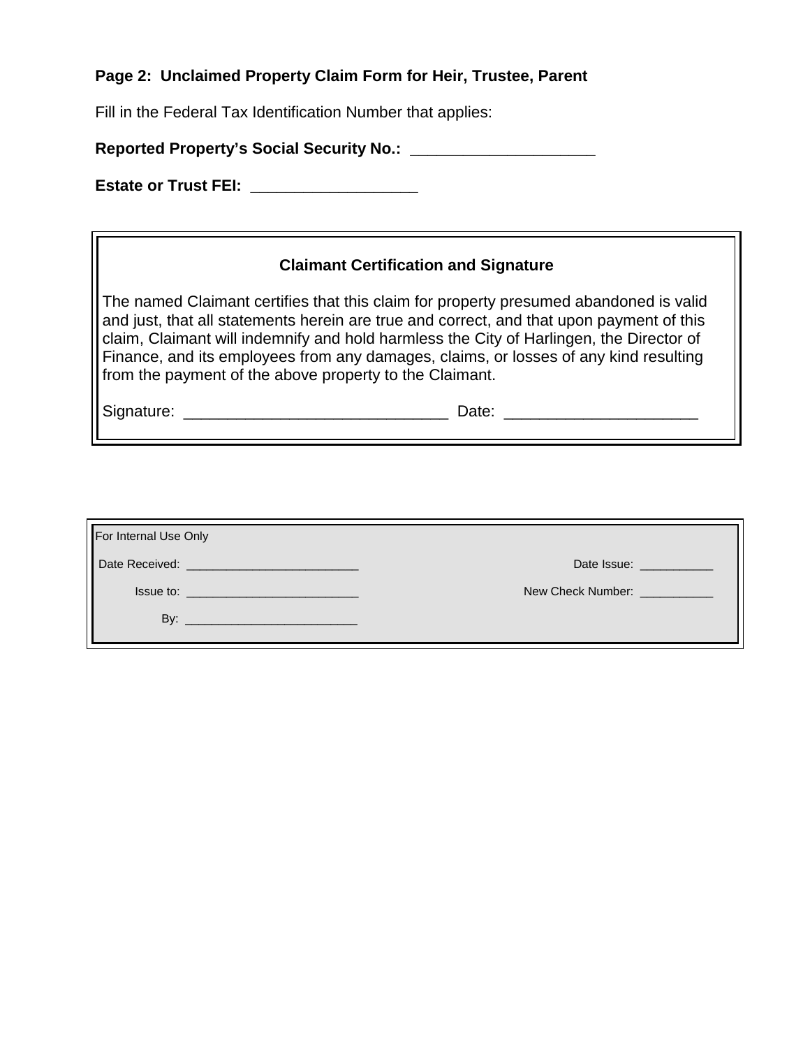**Page 2: Unclaimed Property Claim Form for Heir, Trustee, Parent**

Fill in the Federal Tax Identification Number that applies:

**Reported Property's Social Security No.: ____________________**

**Estate or Trust FEI: __________________**

### Claimant Certification and Signature

The named Claimant certifies that this claim for property presumed abandoned is valid and just, that all statements herein are true and correct, and that upon payment of this claim, Claimant will indemnify and hold harmless the City of Harlingen, the Director of Finance, and its employees from any damages, claims, or losses of any kind resulting from the payment of the above property to the Claimant.

Signature: _____________________________ Date: _____________________

For Internal Use Only

Date Received: _________________________ Date Issue: ___________

Issue to: _________________________ New Check Number: ___________

By: _________________________